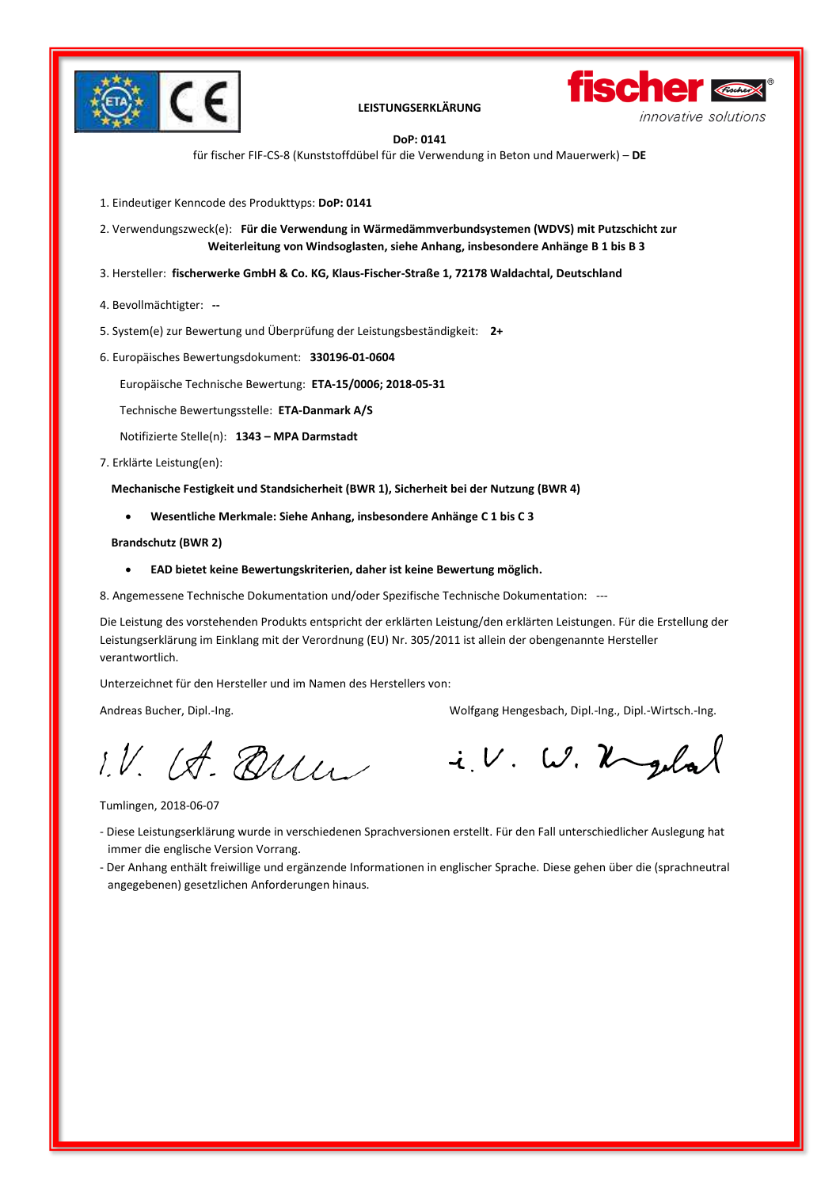**LEISTUNGSERKLÄRUNG**

fischer *innovative solutions*

**DoP: 0141**

für fischer FIF-CS-8 (Kunststoffdübel für die Verwendung in Beton und Mauerwerk) – **DE**

1. Eindeutiger Kenncode des Produkttyps: **DoP: 0141**

2. Verwendungszweck(e): **Für die Verwendung in Wärmedämmverbundsystemen (WDVS) mit Putzschicht zur Weiterleitung von Windsoglasten, siehe Anhang, insbesondere Anhänge B 1 bis B 3**

3. Hersteller: **fischerwerke GmbH & Co. KG, Klaus-Fischer-Straße 1, 72178 Waldachtal, Deutschland**

4. Bevollmächtigter: **--**

5. System(e) zur Bewertung und Überprüfung der Leistungsbeständigkeit: **2+**

6. Europäisches Bewertungsdokument: **330196-01-0604**

   Europäische Technische Bewertung: **ETA-15/0006; 2018-05-31**

   Technische Bewertungsstelle: **ETA-Danmark A/S**

   Notifizierte Stelle(n): **1343 – MPA Darmstadt**

7. Erklärte Leistung(en):

   **Mechanische Festigkeit und Standsicherheit (BWR 1), Sicherheit bei der Nutzung (BWR 4)**

   - **Wesentliche Merkmale: Siehe Anhang, insbesondere Anhänge C 1 bis C 3**

   **Brandschutz (BWR 2)**

   - **EAD bietet keine Bewertungskriterien, daher ist keine Bewertung möglich.**

8. Angemessene Technische Dokumentation und/oder Spezifische Technische Dokumentation: ---

Die Leistung des vorstehenden Produkts entspricht der erklärten Leistung/den erklärten Leistungen. Für die Erstellung der Leistungserklärung im Einklang mit der Verordnung (EU) Nr. 305/2011 ist allein der obengenannte Hersteller verantwortlich.

Unterzeichnet für den Hersteller und im Namen des Herstellers von:

Andreas Bucher, Dipl.-Ing.

i.V. A. Bucher

Wolfgang Hengesbach, Dipl.-Ing., Dipl.-Wirtsch.-Ing.

i.V. W. Hengesbach

Tumlingen, 2018-06-07

- Diese Leistungserklärung wurde in verschiedenen Sprachversionen erstellt. Für den Fall unterschiedlicher Auslegung hat immer die englische Version Vorrang.
- Der Anhang enthält freiwillige und ergänzende Informationen in englischer Sprache. Diese gehen über die (sprachneutral angegebenen) gesetzlichen Anforderungen hinaus.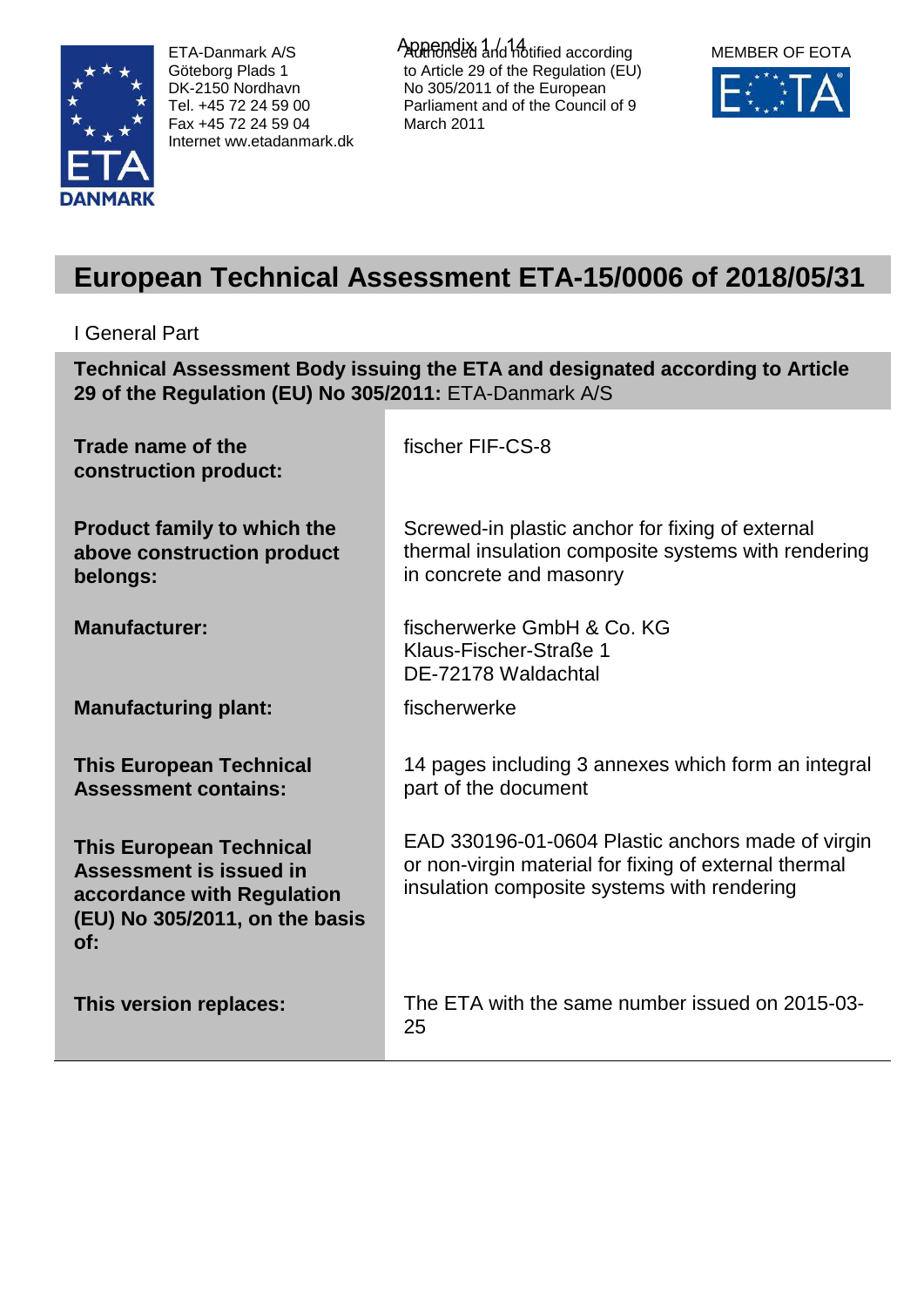ETA-Danmark A/S
Göteborg Plads 1
DK-2150 Nordhavn
Tel. +45 72 24 59 00
Fax +45 72 24 59 04
Internet ww.etadanmark.dk

Authorised and notified according to Article 29 of the Regulation (EU) No 305/2011 of the European Parliament and of the Council of 9 March 2011

MEMBER OF EOTA

# European Technical Assessment ETA-15/0006 of 2018/05/31

I General Part

**Technical Assessment Body issuing the ETA and designated according to Article 29 of the Regulation (EU) No 305/2011:** ETA-Danmark A/S

| | |
|---|---|
| **Trade name of the construction product:** | fischer FIF-CS-8 |
| **Product family to which the above construction product belongs:** | Screwed-in plastic anchor for fixing of external thermal insulation composite systems with rendering in concrete and masonry |
| **Manufacturer:** | fischerwerke GmbH & Co. KG<br>Klaus-Fischer-Straße 1<br>DE-72178 Waldachtal |
| **Manufacturing plant:** | fischerwerke |
| **This European Technical Assessment contains:** | 14 pages including 3 annexes which form an integral part of the document |
| **This European Technical Assessment is issued in accordance with Regulation (EU) No 305/2011, on the basis of:** | EAD 330196-01-0604 Plastic anchors made of virgin or non-virgin material for fixing of external thermal insulation composite systems with rendering |
| **This version replaces:** | The ETA with the same number issued on 2015-03-25 |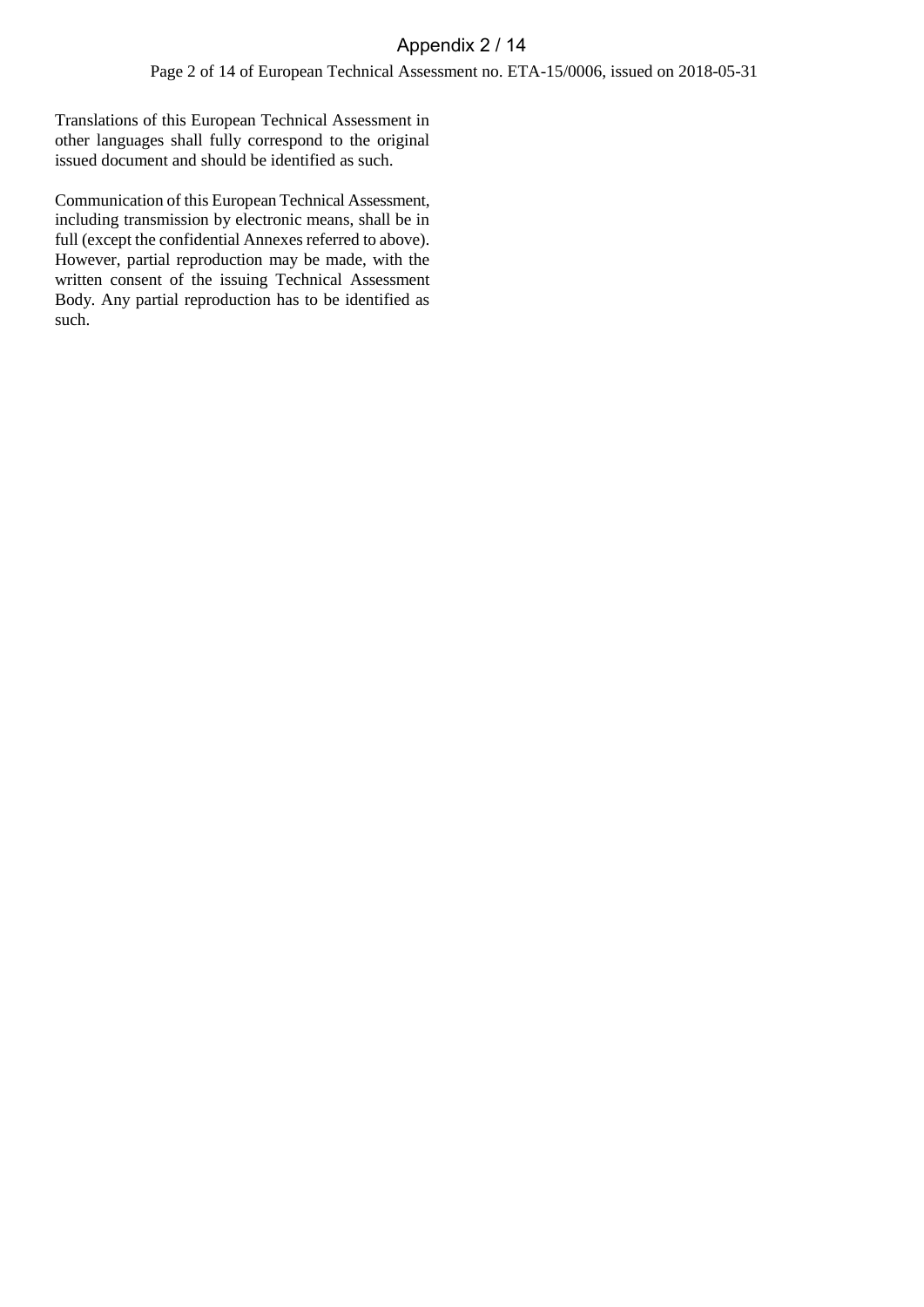Translations of this European Technical Assessment in other languages shall fully correspond to the original issued document and should be identified as such.

Communication of this European Technical Assessment, including transmission by electronic means, shall be in full (except the confidential Annexes referred to above). However, partial reproduction may be made, with the written consent of the issuing Technical Assessment Body. Any partial reproduction has to be identified as such.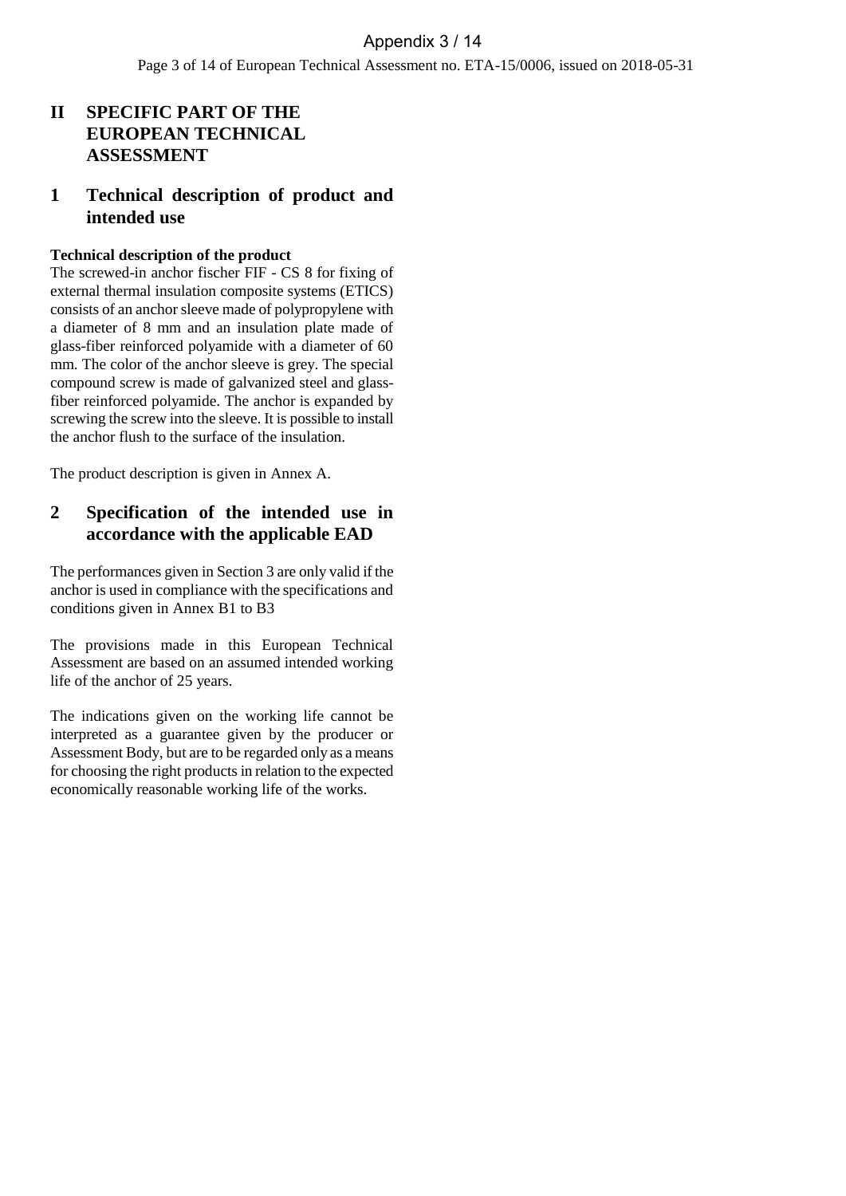# II SPECIFIC PART OF THE EUROPEAN TECHNICAL ASSESSMENT

## 1 Technical description of product and intended use

**Technical description of the product**

The screwed-in anchor fischer FIF - CS 8 for fixing of external thermal insulation composite systems (ETICS) consists of an anchor sleeve made of polypropylene with a diameter of 8 mm and an insulation plate made of glass-fiber reinforced polyamide with a diameter of 60 mm. The color of the anchor sleeve is grey. The special compound screw is made of galvanized steel and glass-fiber reinforced polyamide. The anchor is expanded by screwing the screw into the sleeve. It is possible to install the anchor flush to the surface of the insulation.

The product description is given in Annex A.

## 2 Specification of the intended use in accordance with the applicable EAD

The performances given in Section 3 are only valid if the anchor is used in compliance with the specifications and conditions given in Annex B1 to B3

The provisions made in this European Technical Assessment are based on an assumed intended working life of the anchor of 25 years.

The indications given on the working life cannot be interpreted as a guarantee given by the producer or Assessment Body, but are to be regarded only as a means for choosing the right products in relation to the expected economically reasonable working life of the works.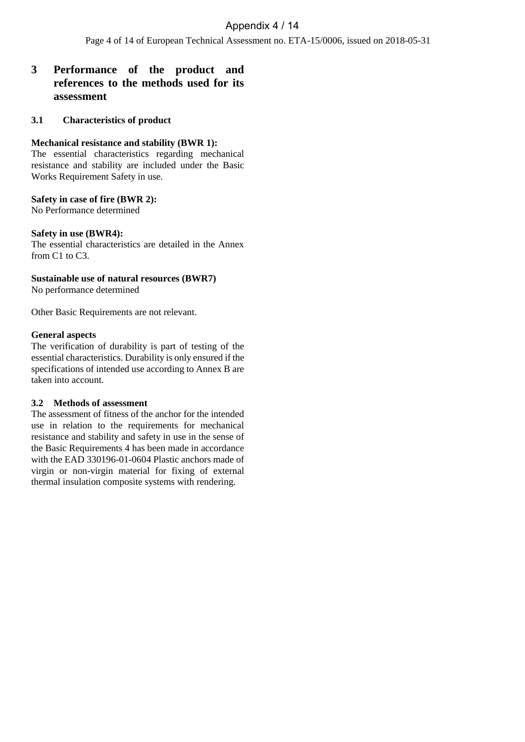## 3 Performance of the product and references to the methods used for its assessment

### 3.1 Characteristics of product

**Mechanical resistance and stability (BWR 1):**
The essential characteristics regarding mechanical resistance and stability are included under the Basic Works Requirement Safety in use.

**Safety in case of fire (BWR 2):**
No Performance determined

**Safety in use (BWR4):**
The essential characteristics are detailed in the Annex from C1 to C3.

**Sustainable use of natural resources (BWR7)**
No performance determined

Other Basic Requirements are not relevant.

**General aspects**
The verification of durability is part of testing of the essential characteristics. Durability is only ensured if the specifications of intended use according to Annex B are taken into account.

### 3.2 Methods of assessment

The assessment of fitness of the anchor for the intended use in relation to the requirements for mechanical resistance and stability and safety in use in the sense of the Basic Requirements 4 has been made in accordance with the EAD 330196-01-0604 Plastic anchors made of virgin or non-virgin material for fixing of external thermal insulation composite systems with rendering.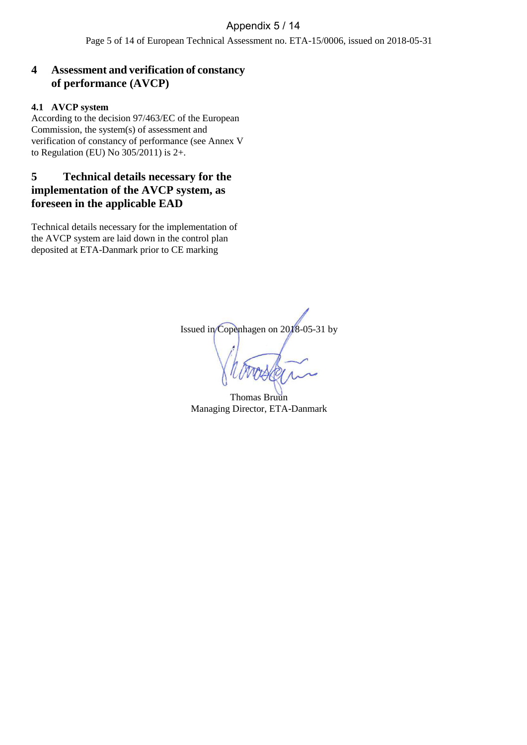## 4 Assessment and verification of constancy of performance (AVCP)

### 4.1 AVCP system

According to the decision 97/463/EC of the European Commission, the system(s) of assessment and verification of constancy of performance (see Annex V to Regulation (EU) No 305/2011) is 2+.

## 5 Technical details necessary for the implementation of the AVCP system, as foreseen in the applicable EAD

Technical details necessary for the implementation of the AVCP system are laid down in the control plan deposited at ETA-Danmark prior to CE marking

Issued in Copenhagen on 2018-05-31 by

Thomas Bruun
Managing Director, ETA-Danmark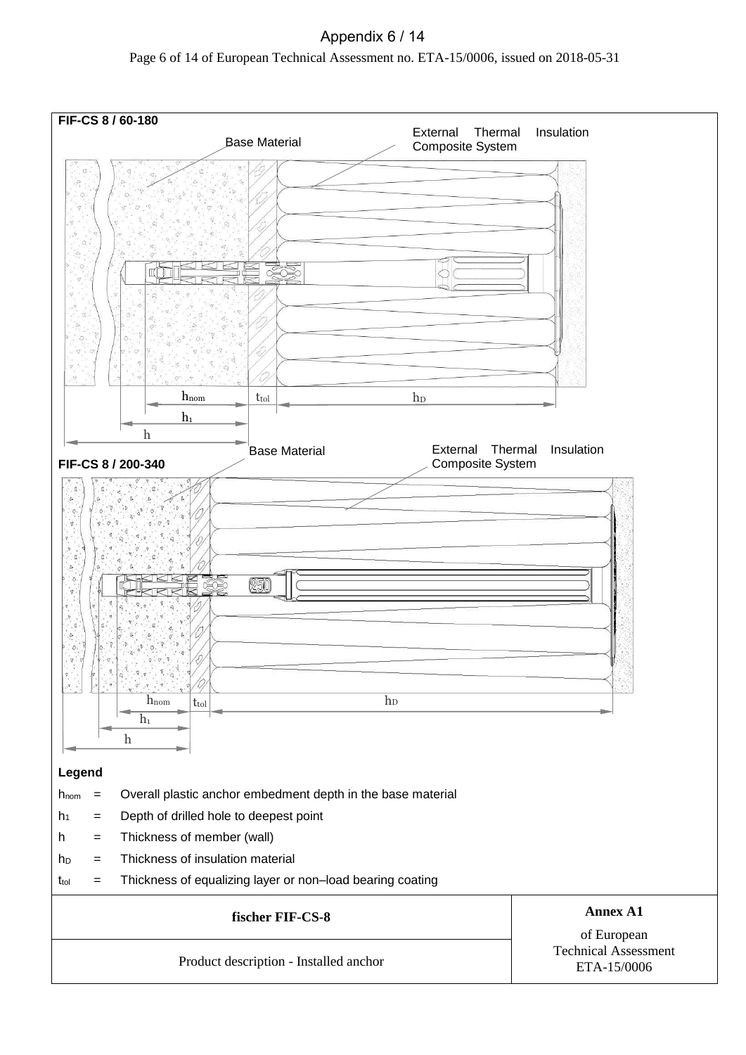**FIF-CS 8 / 60-180**

Base Material

External Thermal Insulation Composite System

$h_{nom}$ $t_{tol}$ $h_D$

$h_1$

h

**FIF-CS 8 / 200-340**

Base Material

External Thermal Insulation Composite System

$h_{nom}$ $t_{tol}$ $h_D$

$h_1$

h

**Legend**

$h_{nom}$ = Overall plastic anchor embedment depth in the base material

$h_1$ = Depth of drilled hole to deepest point

$h$ = Thickness of member (wall)

$h_D$ = Thickness of insulation material

$t_{tol}$ = Thickness of equalizing layer or non–load bearing coating

| | |
|---|---|
| **fischer FIF-CS-8** | **Annex A1** |
| Product description - Installed anchor | of European Technical Assessment ETA-15/0006 |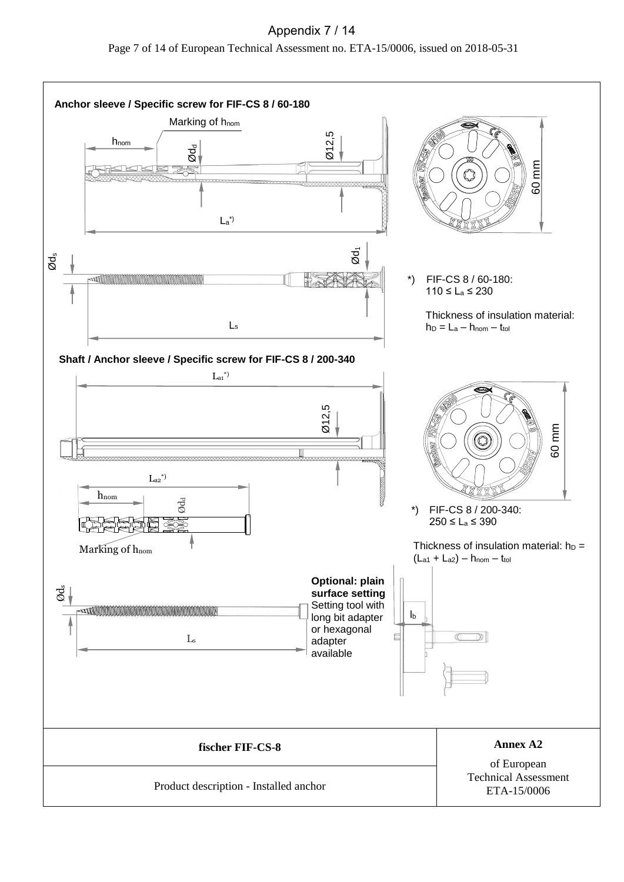Appendix 7 / 14

**Anchor sleeve / Specific screw for FIF-CS 8 / 60-180**

Marking of $h_{nom}$

$h_{nom}$

$Ød_d$

Ø12,5

$L_a$*)

60 mm

$Ød_s$

$Ød_1$

$L_s$

*) FIF-CS 8 / 60-180: $110 \leq L_a \leq 230$

Thickness of insulation material: $h_D = L_a - h_{nom} - t_{tol}$

**Shaft / Anchor sleeve / Specific screw for FIF-CS 8 / 200-340**

$L_{a1}$*)

Ø12,5

60 mm

$L_{a2}$*)

$h_{nom}$

$Ød_d$

Marking of $h_{nom}$

*) FIF-CS 8 / 200-340: $250 \leq L_a \leq 390$

Thickness of insulation material: $h_D = (L_{a1} + L_{a2}) - h_{nom} - t_{tol}$

$Ød_s$

$L_s$

**Optional: plain surface setting**
Setting tool with long bit adapter or hexagonal adapter available

$l_b$

| | |
|---|---|
| **fischer FIF-CS-8** | **Annex A2** of European Technical Assessment ETA-15/0006 |
| Product description - Installed anchor | |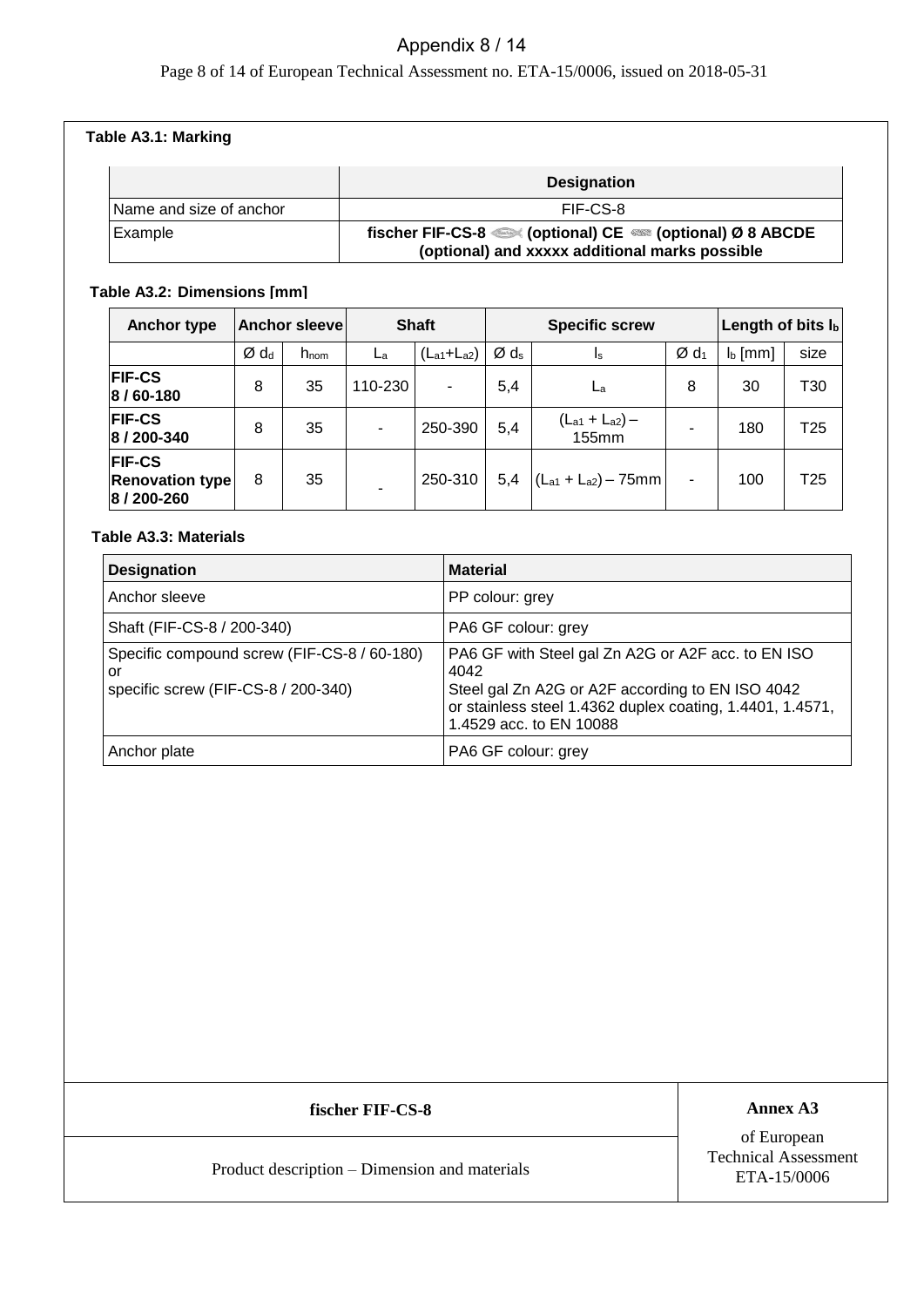Appendix 8 / 14

Page 8 of 14 of European Technical Assessment no. ETA-15/0006, issued on 2018-05-31

**Table A3.1: Marking**

| | Designation |
|---|---|
| Name and size of anchor | FIF-CS-8 |
| Example | **fischer FIF-CS-8 (optional) CE (optional) Ø 8 ABCDE (optional) and xxxxx additional marks possible** |

**Table A3.2: Dimensions [mm]**

| Anchor type | Anchor sleeve | | Shaft | | Specific screw | | | Length of bits $l_b$ | |
|---|---|---|---|---|---|---|---|---|---|
| | Ø $d_d$ | $h_{nom}$ | $L_a$ | $(L_{a1}+L_{a2})$ | Ø $d_s$ | $l_s$ | Ø $d_1$ | $l_b$ [mm] | size |
| **FIF-CS 8 / 60-180** | 8 | 35 | 110-230 | - | 5,4 | $L_a$ | 8 | 30 | T30 |
| **FIF-CS 8 / 200-340** | 8 | 35 | - | 250-390 | 5,4 | $(L_{a1} + L_{a2})$ – 155mm | - | 180 | T25 |
| **FIF-CS Renovation type 8 / 200-260** | 8 | 35 | - | 250-310 | 5,4 | $(L_{a1} + L_{a2})$ – 75mm | - | 100 | T25 |

**Table A3.3: Materials**

| Designation | Material |
|---|---|
| Anchor sleeve | PP colour: grey |
| Shaft (FIF-CS-8 / 200-340) | PA6 GF colour: grey |
| Specific compound screw (FIF-CS-8 / 60-180) or specific screw (FIF-CS-8 / 200-340) | PA6 GF with Steel gal Zn A2G or A2F acc. to EN ISO 4042 Steel gal Zn A2G or A2F according to EN ISO 4042 or stainless steel 1.4362 duplex coating, 1.4401, 1.4571, 1.4529 acc. to EN 10088 |
| Anchor plate | PA6 GF colour: grey |

| | |
|---|---|
| **fischer FIF-CS-8** | **Annex A3** |
| Product description – Dimension and materials | of European Technical Assessment ETA-15/0006 |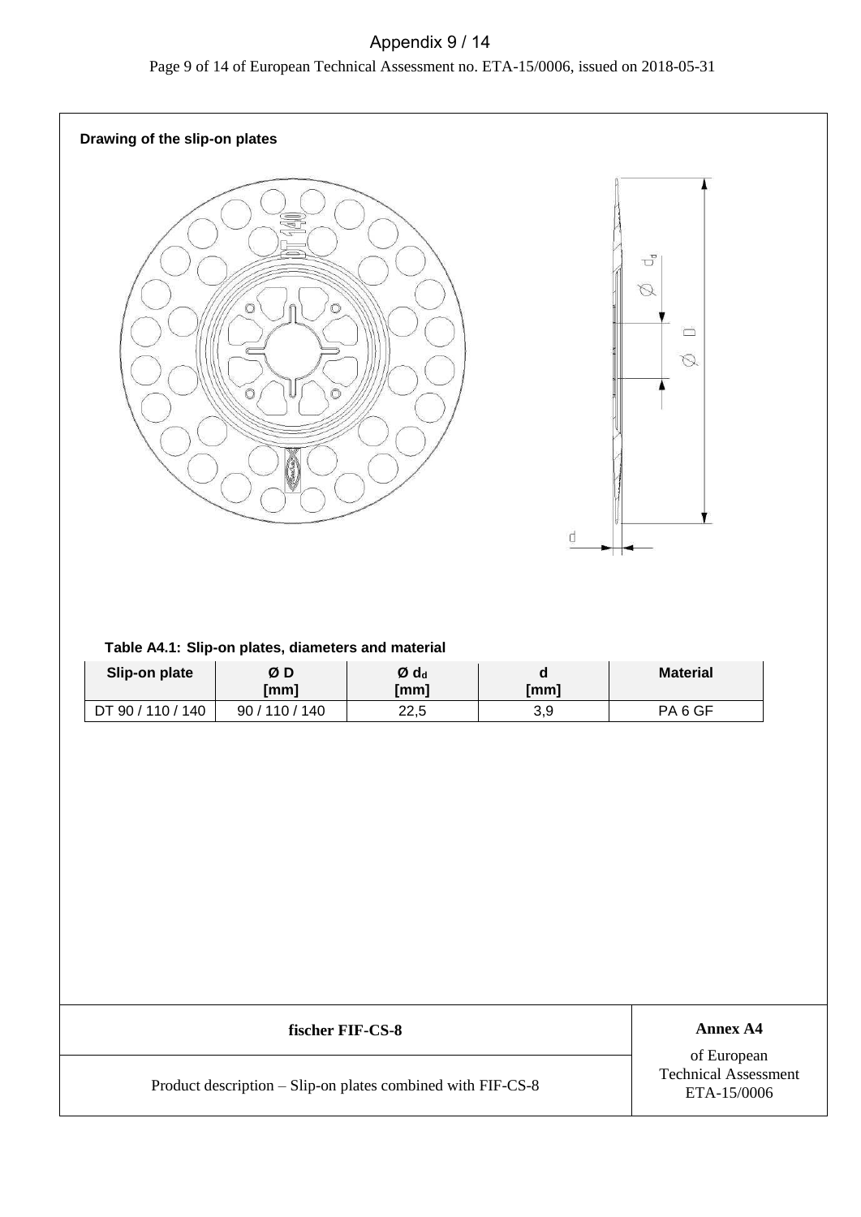**Drawing of the slip-on plates**

Ø $d_d$

Ø D

d

**Table A4.1: Slip-on plates, diameters and material**

| Slip-on plate | Ø D [mm] | Ø $d_d$ [mm] | d [mm] | Material |
|---|---|---|---|---|
| DT 90 / 110 / 140 | 90 / 110 / 140 | 22,5 | 3,9 | PA 6 GF |

| | |
|---|---|
| **fischer FIF-CS-8** | **Annex A4** of European Technical Assessment ETA-15/0006 |
| Product description – Slip-on plates combined with FIF-CS-8 | |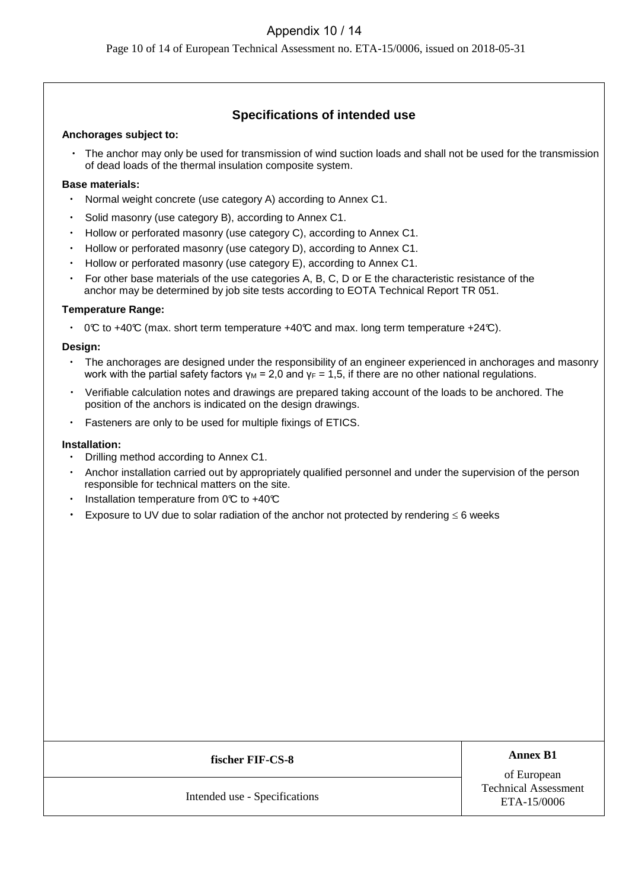## Specifications of intended use

**Anchorages subject to:**

- The anchor may only be used for transmission of wind suction loads and shall not be used for the transmission of dead loads of the thermal insulation composite system.

**Base materials:**

- Normal weight concrete (use category A) according to Annex C1.
- Solid masonry (use category B), according to Annex C1.
- Hollow or perforated masonry (use category C), according to Annex C1.
- Hollow or perforated masonry (use category D), according to Annex C1.
- Hollow or perforated masonry (use category E), according to Annex C1.
- For other base materials of the use categories A, B, C, D or E the characteristic resistance of the anchor may be determined by job site tests according to EOTA Technical Report TR 051.

**Temperature Range:**

- 0°C to +40°C (max. short term temperature +40°C and max. long term temperature +24°C).

**Design:**

- The anchorages are designed under the responsibility of an engineer experienced in anchorages and masonry work with the partial safety factors $\gamma_M = 2{,}0$ and $\gamma_F = 1{,}5$, if there are no other national regulations.
- Verifiable calculation notes and drawings are prepared taking account of the loads to be anchored. The position of the anchors is indicated on the design drawings.
- Fasteners are only to be used for multiple fixings of ETICS.

**Installation:**

- Drilling method according to Annex C1.
- Anchor installation carried out by appropriately qualified personnel and under the supervision of the person responsible for technical matters on the site.
- Installation temperature from 0°C to +40°C
- Exposure to UV due to solar radiation of the anchor not protected by rendering ≤ 6 weeks

| fischer FIF-CS-8 | Annex B1 |
| --- | --- |
| Intended use - Specifications | of European Technical Assessment ETA-15/0006 |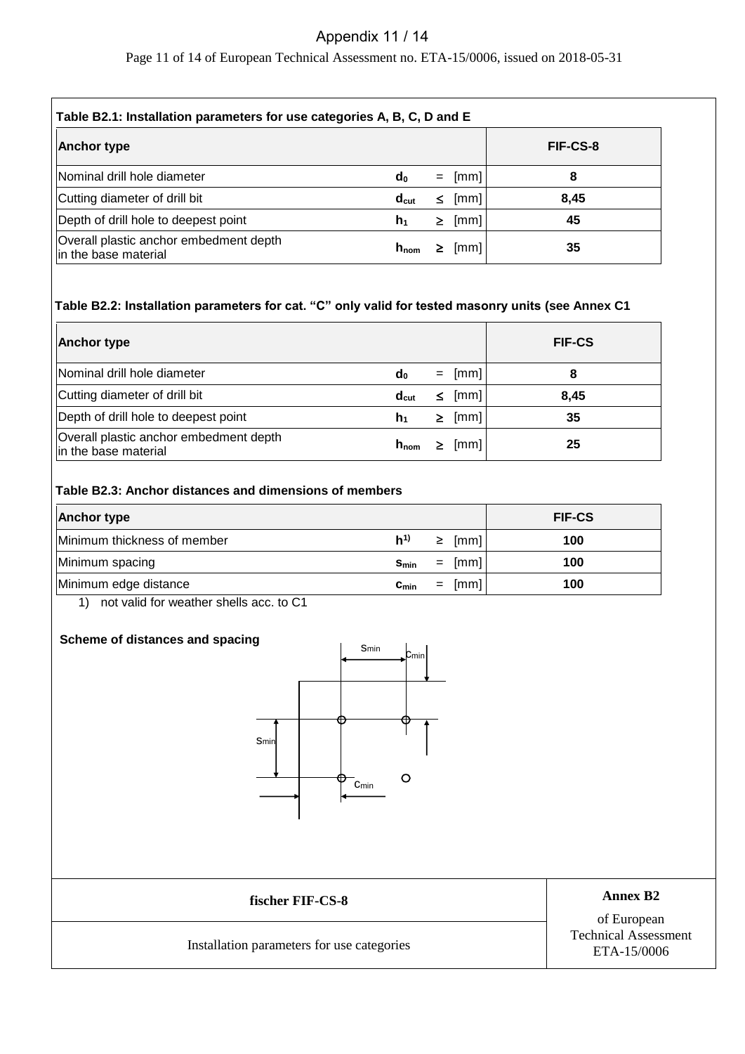**Table B2.1: Installation parameters for use categories A, B, C, D and E**

| Anchor type | | | | FIF-CS-8 |
|---|---|---|---|---|
| Nominal drill hole diameter | $d_0$ | = | [mm] | 8 |
| Cutting diameter of drill bit | $d_{cut}$ | ≤ | [mm] | 8,45 |
| Depth of drill hole to deepest point | $h_1$ | ≥ | [mm] | 45 |
| Overall plastic anchor embedment depth in the base material | $h_{nom}$ | ≥ | [mm] | 35 |

**Table B2.2: Installation parameters for cat. "C" only valid for tested masonry units (see Annex C1**

| Anchor type | | | | FIF-CS |
|---|---|---|---|---|
| Nominal drill hole diameter | $d_0$ | = | [mm] | 8 |
| Cutting diameter of drill bit | $d_{cut}$ | ≤ | [mm] | 8,45 |
| Depth of drill hole to deepest point | $h_1$ | ≥ | [mm] | 35 |
| Overall plastic anchor embedment depth in the base material | $h_{nom}$ | ≥ | [mm] | 25 |

**Table B2.3: Anchor distances and dimensions of members**

| Anchor type | | | | FIF-CS |
|---|---|---|---|---|
| Minimum thickness of member | $h^{1)}$ | ≥ | [mm] | 100 |
| Minimum spacing | $s_{min}$ | = | [mm] | 100 |
| Minimum edge distance | $c_{min}$ | = | [mm] | 100 |

1) not valid for weather shells acc. to C1

**Scheme of distances and spacing**

$s_{min}$

$c_{min}$

$s_{min}$

$c_{min}$

| fischer FIF-CS-8 | **Annex B2** |
|---|---|
| Installation parameters for use categories | of European Technical Assessment ETA-15/0006 |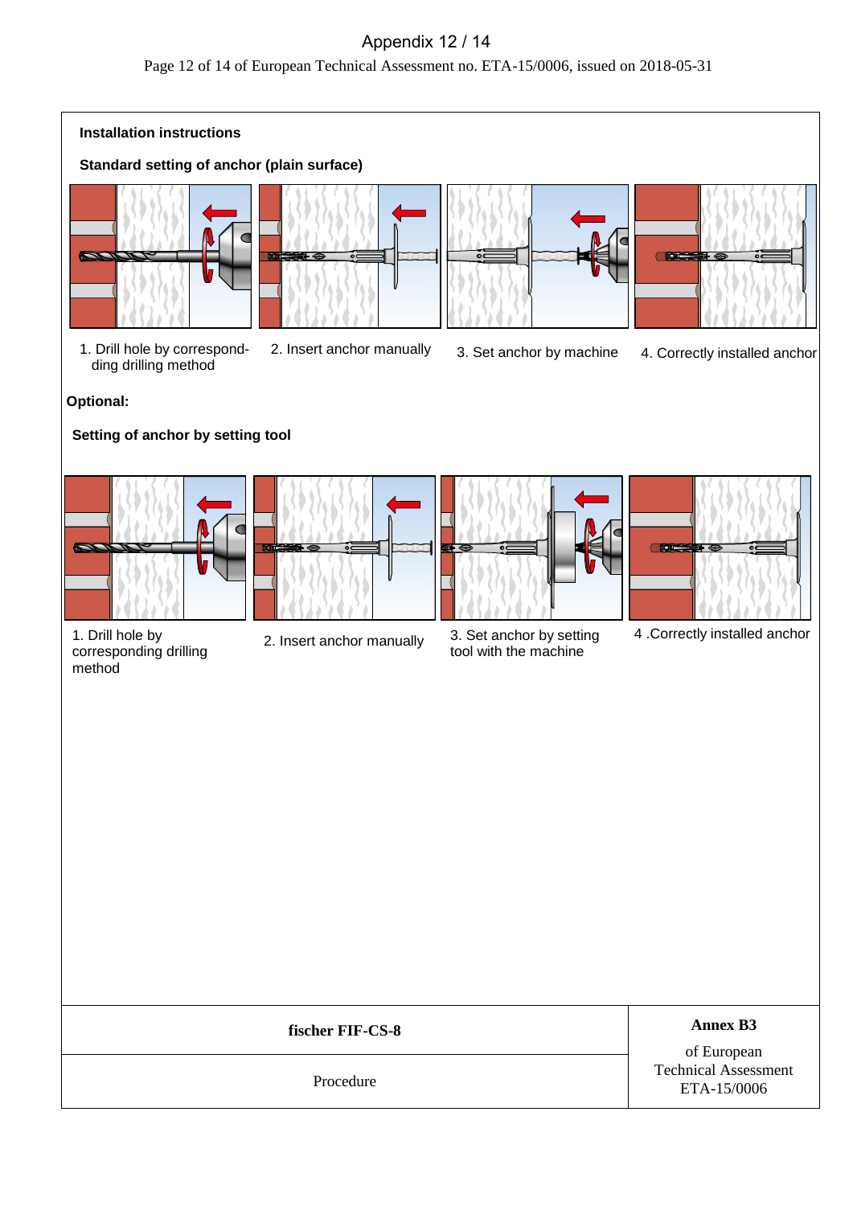**Installation instructions**

**Standard setting of anchor (plain surface)**

1. Drill hole by corresponding drilling method
2. Insert anchor manually
3. Set anchor by machine
4. Correctly installed anchor

**Optional:**

**Setting of anchor by setting tool**

1. Drill hole by corresponding drilling method
2. Insert anchor manually
3. Set anchor by setting tool with the machine
4. Correctly installed anchor

| fischer FIF-CS-8 | **Annex B3** |
|---|---|
| Procedure | of European Technical Assessment ETA-15/0006 |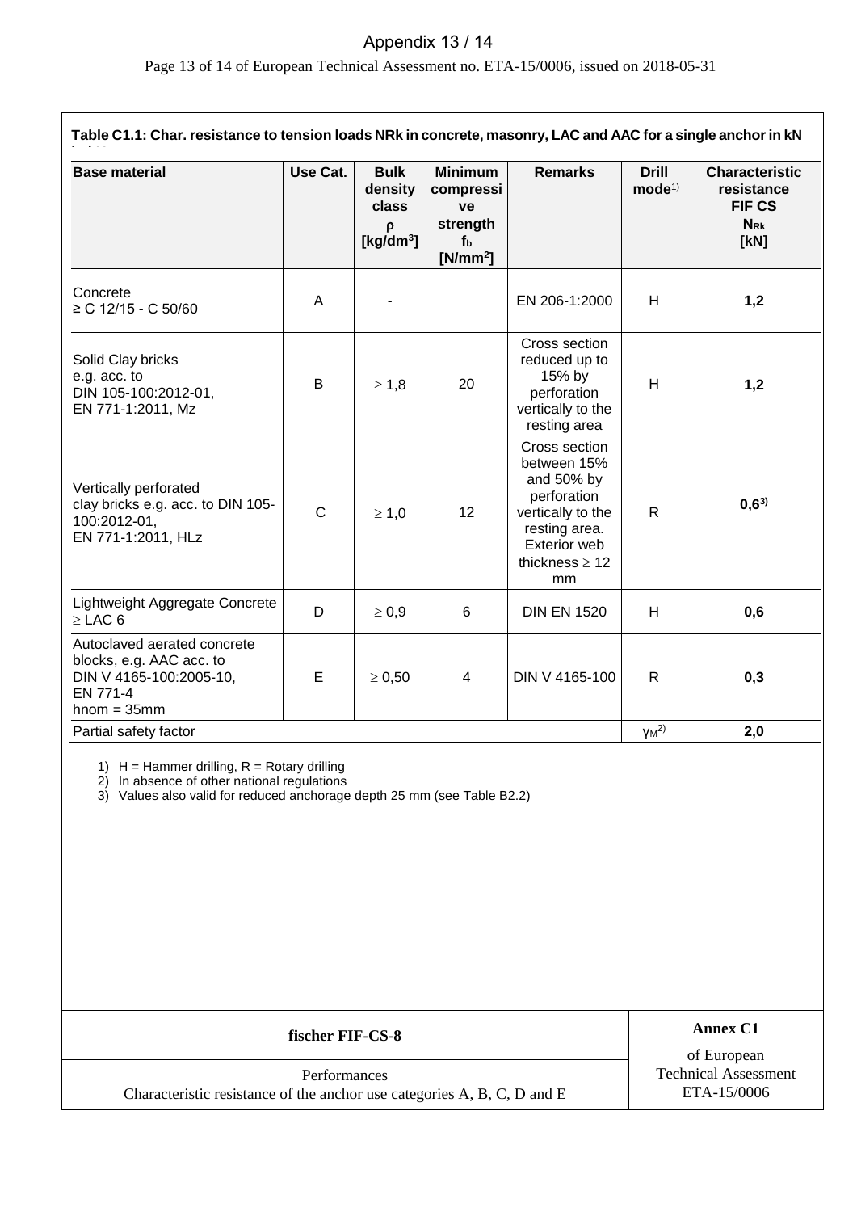**Table C1.1: Char. resistance to tension loads NRk in concrete, masonry, LAC and AAC for a single anchor in kN**

| Base material | Use Cat. | Bulk density class $\rho$ [kg/dm³] | Minimum compressive strength $f_b$ [N/mm²] | Remarks | Drill mode[1)] | Characteristic resistance FIF CS $N_{Rk}$ [kN] |
|---|---|---|---|---|---|---|
| Concrete ≥ C 12/15 - C 50/60 | A | - | | EN 206-1:2000 | H | **1,2** |
| Solid Clay bricks e.g. acc. to DIN 105-100:2012-01, EN 771-1:2011, Mz | B | ≥ 1,8 | 20 | Cross section reduced up to 15% by perforation vertically to the resting area | H | **1,2** |
| Vertically perforated clay bricks e.g. acc. to DIN 105-100:2012-01, EN 771-1:2011, HLz | C | ≥ 1,0 | 12 | Cross section between 15% and 50% by perforation vertically to the resting area. Exterior web thickness ≥ 12 mm | R | **0,6**[3)] |
| Lightweight Aggregate Concrete ≥ LAC 6 | D | ≥ 0,9 | 6 | DIN EN 1520 | H | **0,6** |
| Autoclaved aerated concrete blocks, e.g. AAC acc. to DIN V 4165-100:2005-10, EN 771-4 hnom = 35mm | E | ≥ 0,50 | 4 | DIN V 4165-100 | R | **0,3** |
| Partial safety factor | | | | | $\gamma_M$[2)] | **2,0** |

1) H = Hammer drilling, R = Rotary drilling
2) In absence of other national regulations
3) Values also valid for reduced anchorage depth 25 mm (see Table B2.2)

| fischer FIF-CS-8 | Annex C1 |
|---|---|
| Performances<br>Characteristic resistance of the anchor use categories A, B, C, D and E | of European Technical Assessment ETA-15/0006 |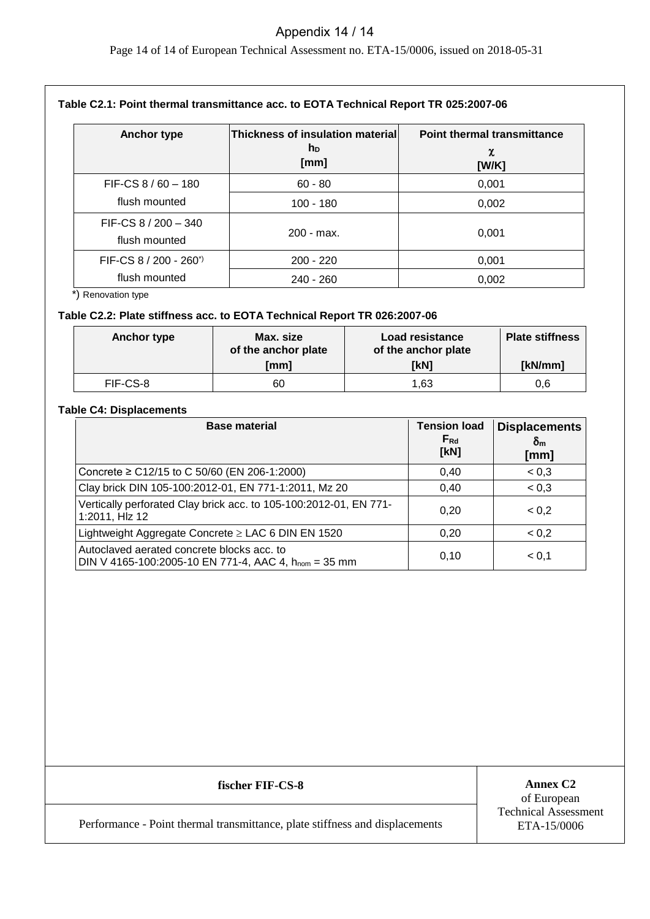**Table C2.1: Point thermal transmittance acc. to EOTA Technical Report TR 025:2007-06**

| Anchor type | Thickness of insulation material $h_D$ [mm] | Point thermal transmittance $\chi$ [W/K] |
|---|---|---|
| FIF-CS 8 / 60 – 180 flush mounted | 60 - 80 | 0,001 |
| | 100 - 180 | 0,002 |
| FIF-CS 8 / 200 – 340 flush mounted | 200 - max. | 0,001 |
| FIF-CS 8 / 200 - 260*) flush mounted | 200 - 220 | 0,001 |
| | 240 - 260 | 0,002 |

*) Renovation type

**Table C2.2: Plate stiffness acc. to EOTA Technical Report TR 026:2007-06**

| Anchor type | Max. size of the anchor plate [mm] | Load resistance of the anchor plate [kN] | Plate stiffness [kN/mm] |
|---|---|---|---|
| FIF-CS-8 | 60 | 1,63 | 0,6 |

**Table C4: Displacements**

| Base material | Tension load $F_{Rd}$ [kN] | Displacements $\delta_m$ [mm] |
|---|---|---|
| Concrete ≥ C12/15 to C 50/60 (EN 206-1:2000) | 0,40 | < 0,3 |
| Clay brick DIN 105-100:2012-01, EN 771-1:2011, Mz 20 | 0,40 | < 0,3 |
| Vertically perforated Clay brick acc. to 105-100:2012-01, EN 771-1:2011, Hlz 12 | 0,20 | < 0,2 |
| Lightweight Aggregate Concrete ≥ LAC 6 DIN EN 1520 | 0,20 | < 0,2 |
| Autoclaved aerated concrete blocks acc. to DIN V 4165-100:2005-10 EN 771-4, AAC 4, $h_{nom}$ = 35 mm | 0,10 | < 0,1 |

| | |
|---|---|
| **fischer FIF-CS-8** | **Annex C2** of European Technical Assessment ETA-15/0006 |
| Performance - Point thermal transmittance, plate stiffness and displacements | |